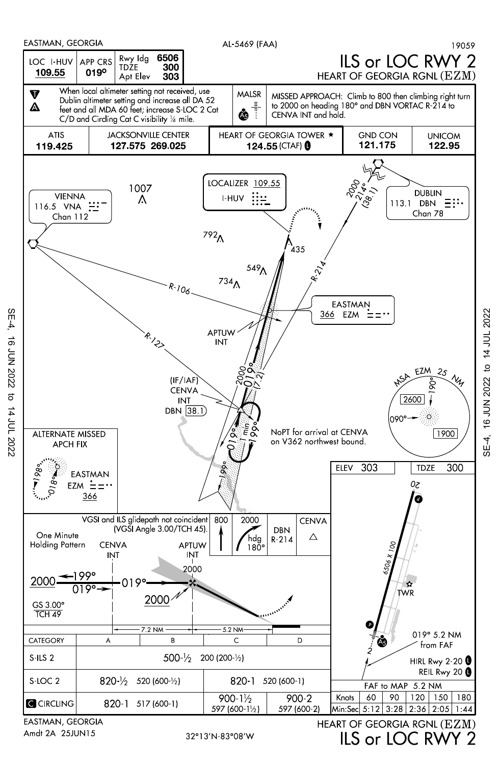EASTMAN, GEORGIA — AL-5469 (FAA) — 19059

# ILS or LOC RWY 2

## HEART OF GEORGIA RGNL (EZM)

| LOC I-HUV | APP CRS | Rwy ldg 6506 |
|---|---|---|
| 109.55 | 019° | TDZE 300 |
| | | Apt Elev 303 |

When local altimeter setting not received, use Dublin altimeter setting and increase all DA 52 feet and all MDA 60 feet; increase S-LOC 2 Cat C/D and Circling Cat C visibility ¼ mile.

MALSR

MISSED APPROACH: Climb to 800 then climbing right turn to 2000 on heading 180° and DBN VORTAC R-214 to CENVA INT and hold.

| ATIS | JACKSONVILLE CENTER | HEART OF GEORGIA TOWER ★ | GND CON | UNICOM |
|---|---|---|---|---|
| 119.425 | 127.575 269.025 | 124.55 (CTAF) | 121.175 | 122.95 |

LOCALIZER 109.55 — I-HUV

VIENNA 116.5 VNA Chan 112

DUBLIN 113.1 DBN Chan 78

EASTMAN 366 EZM

APTUW INT

(IF/IAF) CENVA INT DBN 38.1

NoPT for arrival at CENVA on V362 northwest bound.

2000 214° (38.1)

2000 019° (7.2)

R-106, R-127, R-214

1 min, 199°, 019°

1007, 792, 734, 549, 435

MSA EZM 25 NM: 190°–090°: 2600; 1900

ALTERNATE MISSED APCH FIX: EASTMAN EZM 366 (198°/018°)

VGSI and ILS glidepath not coincident (VGSI Angle 3.00/TCH 45).

One Minute Holding Pattern

| 800 | 2000 hdg 180° | DBN R-214 | CENVA |
|---|---|---|---|

CENVA INT 2000 199° / 019° — 019° — APTUW INT 2000

GS 3.00° TCH 49

7.2 NM — 5.2 NM

| CATEGORY | A | B | C | D |
|---|---|---|---|---|
| S-ILS 2 | 500-½ 200 (200-½) | | | |
| S-LOC 2 | 820-½ 520 (600-½) | | 820-1 520 (600-1) | |
| CIRCLING | 820-1 517 (600-1) | | 900-1½ 597 (600-1½) | 900-2 597 (600-2) |

ELEV 303 — TDZE 300

6506 X 100

TWR

019° 5.2 NM from FAF

HIRL Rwy 2-20

REIL Rwy 20

| FAF to MAP 5.2 NM | | | | | |
|---|---|---|---|---|---|
| Knots | 60 | 90 | 120 | 150 | 180 |
| Min:Sec | 5:12 | 3:28 | 2:36 | 2:05 | 1:44 |

EASTMAN, GEORGIA

Amdt 2A 25JUN15

32°13′N-83°08′W

HEART OF GEORGIA RGNL (EZM)

ILS or LOC RWY 2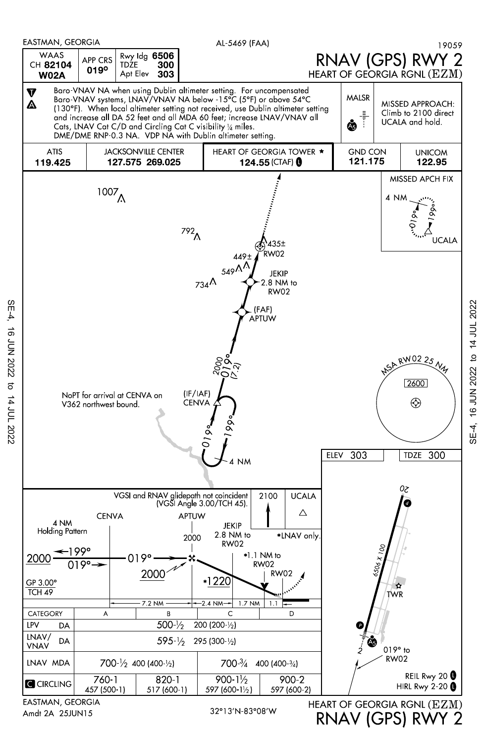EASTMAN, GEORGIA — AL-5469 (FAA) — 19059

# RNAV (GPS) RWY 2
## HEART OF GEORGIA RGNL (EZM)

| WAAS CH 82104 W02A | APP CRS 019° | Rwy ldg 6506 / TDZE 300 / Apt Elev 303 |
|---|---|---|

Baro-VNAV NA when using Dublin altimeter setting. For uncompensated Baro-VNAV systems, LNAV/VNAV NA below -15°C (5°F) or above 54°C (130°F). When local altimeter setting not received, use Dublin altimeter setting and increase all DA 52 feet and all MDA 60 feet; increase LNAV/VNAV all Cats, LNAV Cat C/D and Circling Cat C visibility ¼ miles. DME/DME RNP-0.3 NA. VDP NA with Dublin altimeter setting.

MALSR

MISSED APPROACH: Climb to 2100 direct UCALA and hold.

| ATIS | JACKSONVILLE CENTER | HEART OF GEORGIA TOWER ★ | GND CON | UNICOM |
|---|---|---|---|---|
| 119.425 | 127.575 269.025 | 124.55 (CTAF) | 121.175 | 122.95 |

MISSED APCH FIX: UCALA, 4 NM, 019°, 199°

NoPT for arrival at CENVA on V362 northwest bound.

(IF/IAF) CENVA — 019° / 199° — 4 NM

2000 019° (7.2)

(FAF) APTUW

JEKIP 2.8 NM to RW02

RW02

Obstacles: 1007, 792, 734, 549, 449±, 435±

MSA RW02 25 NM: 2600

ELEV 303 — TDZE 300

VGSI and RNAV glidepath not coincident (VGSI Angle 3.00/TCH 45).

4 NM Holding Pattern: 2000, 199°, 019°

CENVA — 019° — 2000 — APTUW 2000 — JEKIP 2.8 NM to RW02 — *1220 — *1.1 NM to RW02 — RW02

2100 UCALA — *LNAV only.

GP 3.00° TCH 49

7.2 NM — 2.4 NM — 1.7 NM — 1.1

| CATEGORY | A | B | C | D |
|---|---|---|---|---|
| LPV DA | 500-½ 200 (200-½) | | | |
| LNAV/VNAV DA | 595-½ 295 (300-½) | | | |
| LNAV MDA | 700-½ 400 (400-½) | | 700-¾ 400 (400-¾) | |
| CIRCLING | 760-1 457 (500-1) | 820-1 517 (600-1) | 900-1½ 597 (600-1½) | 900-2 597 (600-2) |

Airport diagram: Runway 2-20, 6506 X 100; TWR; 019° to RW02

REIL Rwy 20

HIRL Rwy 2-20

EASTMAN, GEORGIA

Amdt 2A 25JUN15

32°13′N-83°08′W

HEART OF GEORGIA RGNL (EZM)

RNAV (GPS) RWY 2

SE-4, 16 JUN 2022 to 14 JUL 2022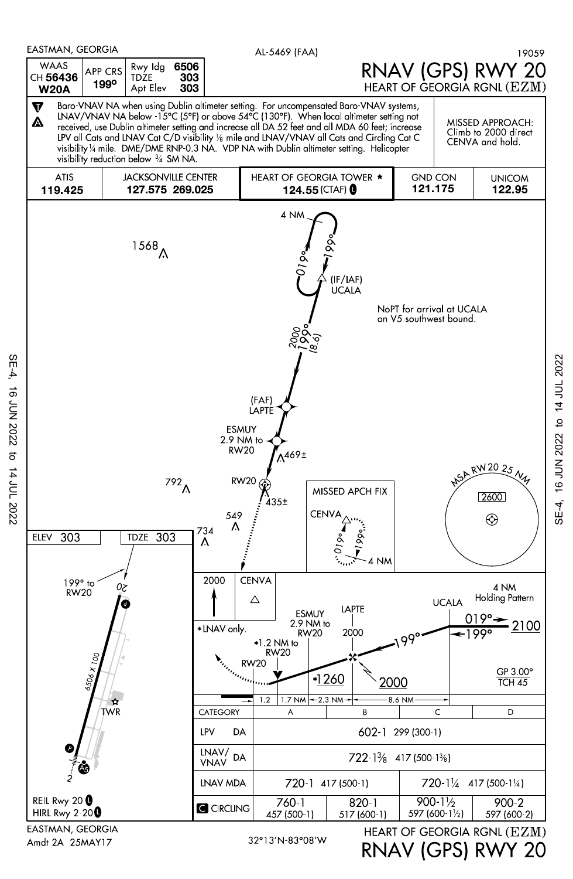EASTMAN, GEORGIA

AL-5469 (FAA)

19059

# RNAV (GPS) RWY 20

## HEART OF GEORGIA RGNL (EZM)

| WAAS CH 56436 W20A | APP CRS 199° | Rwy Idg 6506 TDZE 303 Apt Elev 303 |
|---|---|---|

Baro-VNAV NA when using Dublin altimeter setting. For uncompensated Baro-VNAV systems, LNAV/VNAV NA below -15°C (5°F) or above 54°C (130°F). When local altimeter setting not received, use Dublin altimeter setting and increase all DA 52 feet and all MDA 60 feet; increase LPV all Cats and LNAV Cat C/D visibility 1/8 mile and LNAV/VNAV all Cats and Circling Cat C visibility 1/4 mile. DME/DME RNP-0.3 NA. VDP NA with Dublin altimeter setting. Helicopter visibility reduction below 3/4 SM NA.

MISSED APPROACH: Climb to 2000 direct CENVA and hold.

| ATIS | JACKSONVILLE CENTER | HEART OF GEORGIA TOWER ★ | GND CON | UNICOM |
|---|---|---|---|---|
| 119.425 | 127.575 269.025 | 124.55 (CTAF) | 121.175 | 122.95 |

4 NM

019° 199°

(IF/IAF) UCALA

NoPT for arrival at UCALA on V5 southwest bound.

2000 199° (8.6)

(FAF) LAPTE

ESMUY 2.9 NM to RW20

1568 792 469± 435± 549 734

RW20

MISSED APCH FIX

CENVA 019° 199° 4 NM

MSA RW20 25 NM 2600

ELEV 303 TDZE 303

199° to RW20

6506 X 100

TWR

2000 CENVA

*LNAV only.

ESMUY 2.9 NM to RW20

LAPTE 2000

UCALA 4 NM Holding Pattern 019° 199° 2100

*1.2 NM to RW20

RW20

*1260 2000

GP 3.00° TCH 45

1.2 | 1.7 NM | 2.3 NM | 8.6 NM

| CATEGORY | A | B | C | D |
|---|---|---|---|---|
| LPV DA | 602-1 299 (300-1) | | | |
| LNAV/VNAV DA | 722-1 3/8 417 (500-1 3/8) | | | |
| LNAV MDA | 720-1 417 (500-1) | | 720-1 1/4 417 (500-1 1/4) | |
| CIRCLING | 760-1 457 (500-1) | 820-1 517 (600-1) | 900-1 1/2 597 (600-1 1/2) | 900-2 597 (600-2) |

REIL Rwy 20
HIRL Rwy 2-20

EASTMAN, GEORGIA
Amdt 2A 25MAY17

32°13'N-83°08'W

HEART OF GEORGIA RGNL (EZM)
RNAV (GPS) RWY 20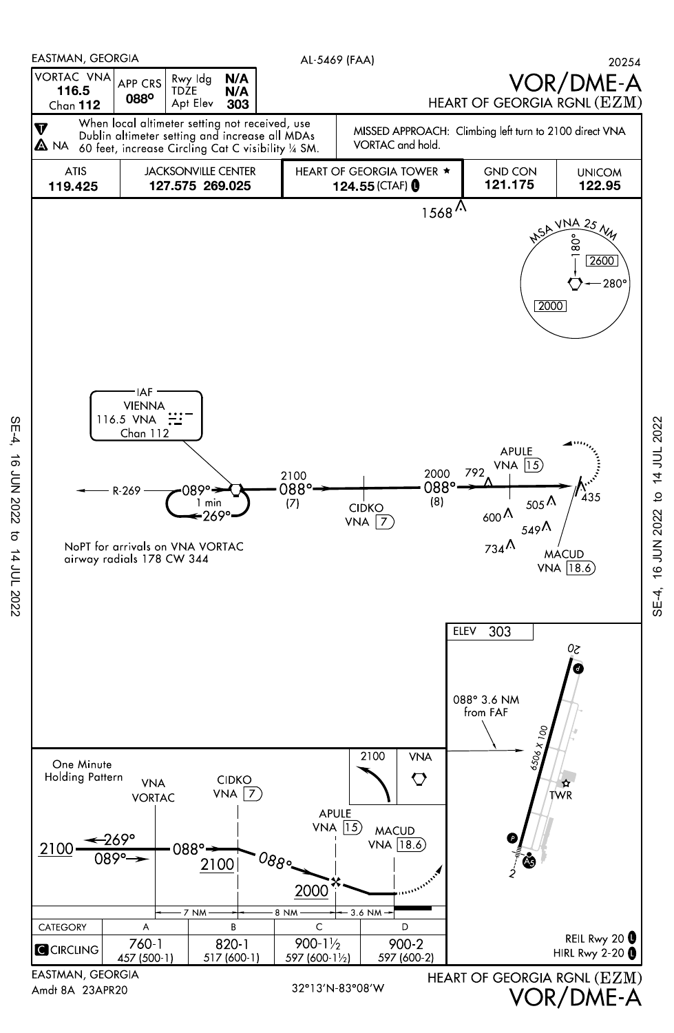EASTMAN, GEORGIA

AL-5469 (FAA)

20254

# VOR/DME-A

HEART OF GEORGIA RGNL (EZM)

| VORTAC VNA | APP CRS | Rwy ldg | N/A |
|---|---|---|---|
| 116.5 | 088° | TDZE | N/A |
| Chan 112 | | Apt Elev | 303 |

When local altimeter setting not received, use Dublin altimeter setting and increase all MDAs 60 feet, increase Circling Cat C visibility ¼ SM.

A NA

MISSED APPROACH: Climbing left turn to 2100 direct VNA VORTAC and hold.

| ATIS | JACKSONVILLE CENTER | HEART OF GEORGIA TOWER ★ | GND CON | UNICOM |
|---|---|---|---|---|
| 119.425 | 127.575 269.025 | 124.55 (CTAF) L | 121.175 | 122.95 |

1568

MSA VNA 25 NM

180°

2600

280°

2000

IAF
VIENNA
116.5 VNA
Chan 112

R-269

089°

1 min

269°

2100

088°

(7)

CIDKO
VNA 7

2000

088°

(8)

792

APULE
VNA 15

600

505

549

734

435

MACUD
VNA 18.6

NoPT for arrivals on VNA VORTAC airway radials 178 CW 344

ELEV 303

20

6506 X 100

088° 3.6 NM from FAF

TWR

2

A5

One Minute Holding Pattern

VNA VORTAC

CIDKO VNA 7

APULE VNA 15

MACUD VNA 18.6

2100

269°

089°

088°

2100

088°

2000

2100

VNA

7 NM

8 NM

3.6 NM

| CATEGORY | A | B | C | D |
|---|---|---|---|---|
| CIRCLING | 760-1<br>457 (500-1) | 820-1<br>517 (600-1) | 900-1½<br>597 (600-1½) | 900-2<br>597 (600-2) |

REIL Rwy 20 L
HIRL Rwy 2-20 L

EASTMAN, GEORGIA
Amdt 8A 23APR20

32°13'N-83°08'W

HEART OF GEORGIA RGNL (EZM)
VOR/DME-A